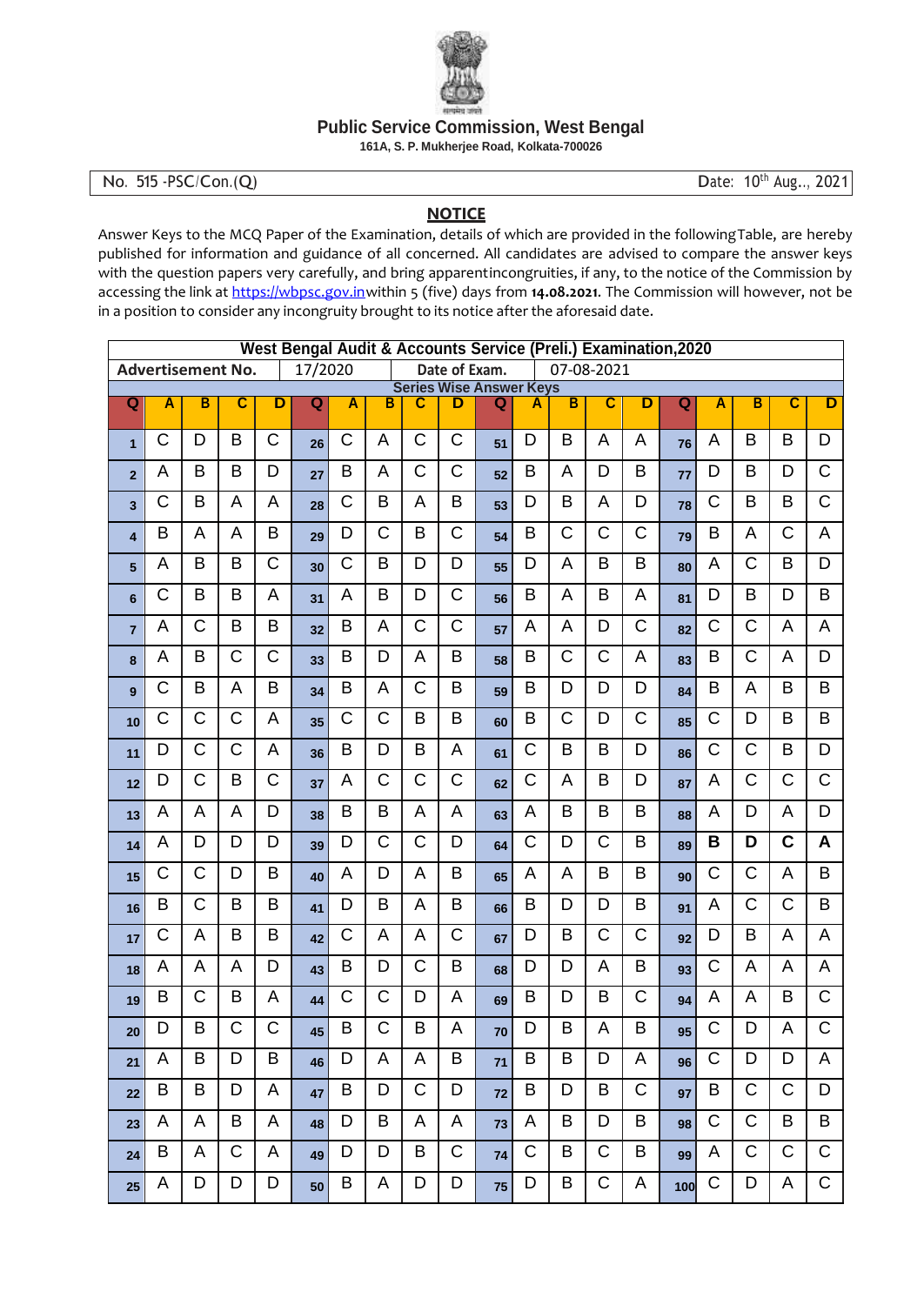# Public Service Commission, West Bengal

161A, S. P. Mukherjee Road, Kolkata-700026

No. 515 -PSC/Con.(Q) Date: 10th Aug.., 2021

## NOTICE

Answer Keys to the MCQ Paper of the Examination, details of which are provided in the followingTable, are hereby published for information and guidance of all concerned. All candidates are advised to compare the answer keys with the question papers very carefully, and bring apparentincongruities, if any, to the notice of the Commission by accessing the link at https://wbpsc.gov.inwithin 5 (five) days from **14.08.2021**. The Commission will however, not be in a position to consider any incongruity brought to its notice after the aforesaid date.

| West Bengal Audit & Accounts Service (Preli.) Examination,2020 | | | | | | | | | | | | | | | | | | | |
|---|---|---|---|---|---|---|---|---|---|---|---|---|---|---|---|---|---|---|---|
| **Advertisement No.** | | | | 17/2020 | | | | Date of Exam. | | | | 07-08-2021 | | | | | | | |
| **Series Wise Answer Keys** | | | | | | | | | | | | | | | | | | | |
| **Q** | **A** | **B** | **C** | **D** | **Q** | **A** | **B** | **C** | **D** | **Q** | **A** | **B** | **C** | **D** | **Q** | **A** | **B** | **C** | **D** |
| 1 | C | D | B | C | 26 | C | A | C | C | 51 | D | B | A | A | 76 | A | B | B | D |
| 2 | A | B | B | D | 27 | B | A | C | C | 52 | B | A | D | B | 77 | D | B | D | C |
| 3 | C | B | A | A | 28 | C | B | A | B | 53 | D | B | A | D | 78 | C | B | B | C |
| 4 | B | A | A | B | 29 | D | C | B | C | 54 | B | C | C | C | 79 | B | A | C | A |
| 5 | A | B | B | C | 30 | C | B | D | D | 55 | D | A | B | B | 80 | A | C | B | D |
| 6 | C | B | B | A | 31 | A | B | D | C | 56 | B | A | B | A | 81 | D | B | D | B |
| 7 | A | C | B | B | 32 | B | A | C | C | 57 | A | A | D | C | 82 | C | C | A | A |
| 8 | A | B | C | C | 33 | B | D | A | B | 58 | B | C | C | A | 83 | B | C | A | D |
| 9 | C | B | A | B | 34 | B | A | C | B | 59 | B | D | D | D | 84 | B | A | B | B |
| 10 | C | C | C | A | 35 | C | C | B | B | 60 | B | C | D | C | 85 | C | D | B | B |
| 11 | D | C | C | A | 36 | B | D | B | A | 61 | C | B | B | D | 86 | C | C | B | D |
| 12 | D | C | B | C | 37 | A | C | C | C | 62 | C | A | B | D | 87 | A | C | C | C |
| 13 | A | A | A | D | 38 | B | B | A | A | 63 | A | B | B | B | 88 | A | D | A | D |
| 14 | A | D | D | D | 39 | D | C | C | D | 64 | C | D | C | B | 89 | **B** | **D** | **C** | **A** |
| 15 | C | C | D | B | 40 | A | D | A | B | 65 | A | A | B | B | 90 | C | C | A | B |
| 16 | B | C | B | B | 41 | D | B | A | B | 66 | B | D | D | B | 91 | A | C | C | B |
| 17 | C | A | B | B | 42 | C | A | A | C | 67 | D | B | C | C | 92 | D | B | A | A |
| 18 | A | A | A | D | 43 | B | D | C | B | 68 | D | D | A | B | 93 | C | A | A | A |
| 19 | B | C | B | A | 44 | C | C | D | A | 69 | B | D | B | C | 94 | A | A | B | C |
| 20 | D | B | C | C | 45 | B | C | B | A | 70 | D | B | A | B | 95 | C | D | A | C |
| 21 | A | B | D | B | 46 | D | A | A | B | 71 | B | B | D | A | 96 | C | D | D | A |
| 22 | B | B | D | A | 47 | B | D | C | D | 72 | B | D | B | C | 97 | B | C | C | D |
| 23 | A | A | B | A | 48 | D | B | A | A | 73 | A | B | D | B | 98 | C | C | B | B |
| 24 | B | A | C | A | 49 | D | D | B | C | 74 | C | B | C | B | 99 | A | C | C | C |
| 25 | A | D | D | D | 50 | B | A | D | D | 75 | D | B | C | A | 100 | C | D | A | C |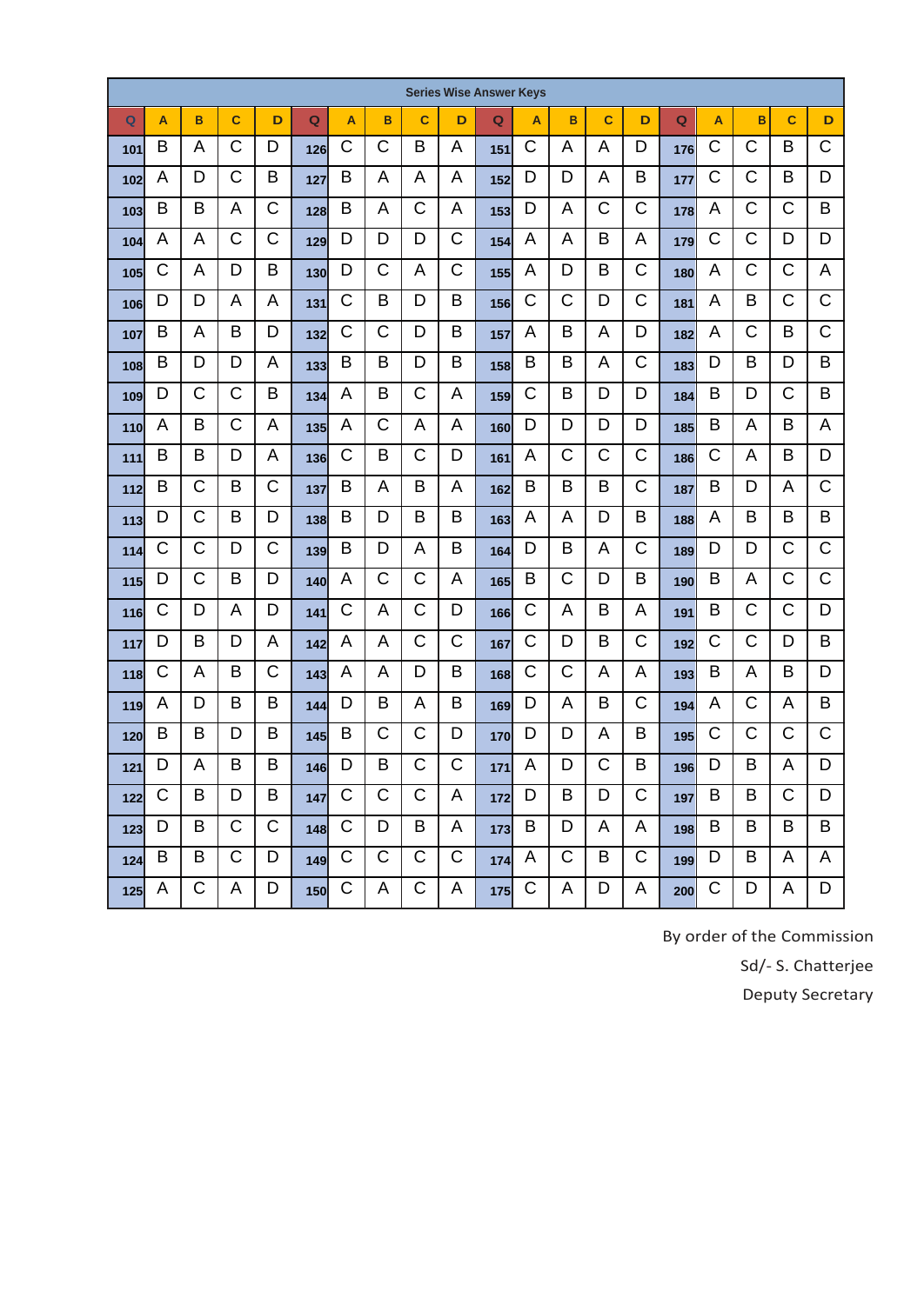| Series Wise Answer Keys | | | | | | | | | | | | | | | | | | | |
|---|---|---|---|---|---|---|---|---|---|---|---|---|---|---|---|---|---|---|---|
| Q | A | B | C | D | Q | A | B | C | D | Q | A | B | C | D | Q | A | B | C | D |
| 101 | B | A | C | D | 126 | C | C | B | A | 151 | C | A | A | D | 176 | C | C | B | C |
| 102 | A | D | C | B | 127 | B | A | A | A | 152 | D | D | A | B | 177 | C | C | B | D |
| 103 | B | B | A | C | 128 | B | A | C | A | 153 | D | A | C | C | 178 | A | C | C | B |
| 104 | A | A | C | C | 129 | D | D | D | C | 154 | A | A | B | A | 179 | C | C | D | D |
| 105 | C | A | D | B | 130 | D | C | A | C | 155 | A | D | B | C | 180 | A | C | C | A |
| 106 | D | D | A | A | 131 | C | B | D | B | 156 | C | C | D | C | 181 | A | B | C | C |
| 107 | B | A | B | D | 132 | C | C | D | B | 157 | A | B | A | D | 182 | A | C | B | C |
| 108 | B | D | D | A | 133 | B | B | D | B | 158 | B | B | A | C | 183 | D | B | D | B |
| 109 | D | C | C | B | 134 | A | B | C | A | 159 | C | B | D | D | 184 | B | D | C | B |
| 110 | A | B | C | A | 135 | A | C | A | A | 160 | D | D | D | D | 185 | B | A | B | A |
| 111 | B | B | D | A | 136 | C | B | C | D | 161 | A | C | C | C | 186 | C | A | B | D |
| 112 | B | C | B | C | 137 | B | A | B | A | 162 | B | B | B | C | 187 | B | D | A | C |
| 113 | D | C | B | D | 138 | B | D | B | B | 163 | A | A | D | B | 188 | A | B | B | B |
| 114 | C | C | D | C | 139 | B | D | A | B | 164 | D | B | A | C | 189 | D | D | C | C |
| 115 | D | C | B | D | 140 | A | C | C | A | 165 | B | C | D | B | 190 | B | A | C | C |
| 116 | C | D | A | D | 141 | C | A | C | D | 166 | C | A | B | A | 191 | B | C | C | D |
| 117 | D | B | D | A | 142 | A | A | C | C | 167 | C | D | B | C | 192 | C | C | D | B |
| 118 | C | A | B | C | 143 | A | A | D | B | 168 | C | C | A | A | 193 | B | A | B | D |
| 119 | A | D | B | B | 144 | D | B | A | B | 169 | D | A | B | C | 194 | A | C | A | B |
| 120 | B | B | D | B | 145 | B | C | C | D | 170 | D | D | A | B | 195 | C | C | C | C |
| 121 | D | A | B | B | 146 | D | B | C | C | 171 | A | D | C | B | 196 | D | B | A | D |
| 122 | C | B | D | B | 147 | C | C | C | A | 172 | D | B | D | C | 197 | B | B | C | D |
| 123 | D | B | C | C | 148 | C | D | B | A | 173 | B | D | A | A | 198 | B | B | B | B |
| 124 | B | B | C | D | 149 | C | C | C | C | 174 | A | C | B | C | 199 | D | B | A | A |
| 125 | A | C | A | D | 150 | C | A | C | A | 175 | C | A | D | A | 200 | C | D | A | D |

By order of the Commission

Sd/- S. Chatterjee

Deputy Secretary